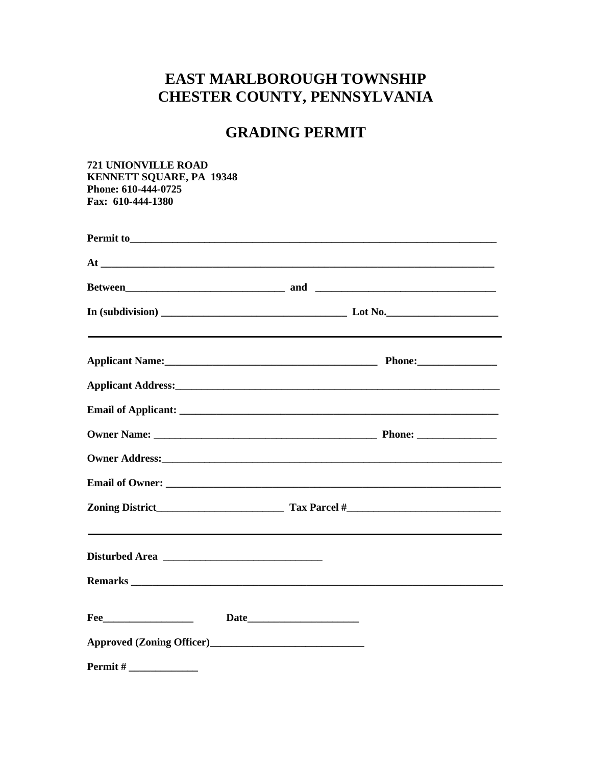# EAST MARLBOROUGH TOWNSHIP
# CHESTER COUNTY, PENNSYLVANIA

## GRADING PERMIT

**721 UNIONVILLE ROAD**
**KENNETT SQUARE, PA 19348**
**Phone: 610-444-0725**
**Fax: 610-444-1380**

**Permit to**________________________________________________________________________

**At** ____________________________________________________________________________

**Between**______________________________ **and** _________________________________

**In (subdivision)** __________________________________ **Lot No.**_____________________

---

**Applicant Name:**________________________________________ **Phone:**_______________

**Applicant Address:**______________________________________________________________

**Email of Applicant:** _____________________________________________________________

**Owner Name:** __________________________________________ **Phone:** _______________

**Owner Address:**__________________________________________________________________

**Email of Owner:** ________________________________________________________________

**Zoning District**________________________ **Tax Parcel #**_____________________________

---

**Disturbed Area** ______________________________

**Remarks** _________________________________________________________________________

**Fee**_________________ **Date**_____________________

**Approved (Zoning Officer)**_____________________________

**Permit #** _____________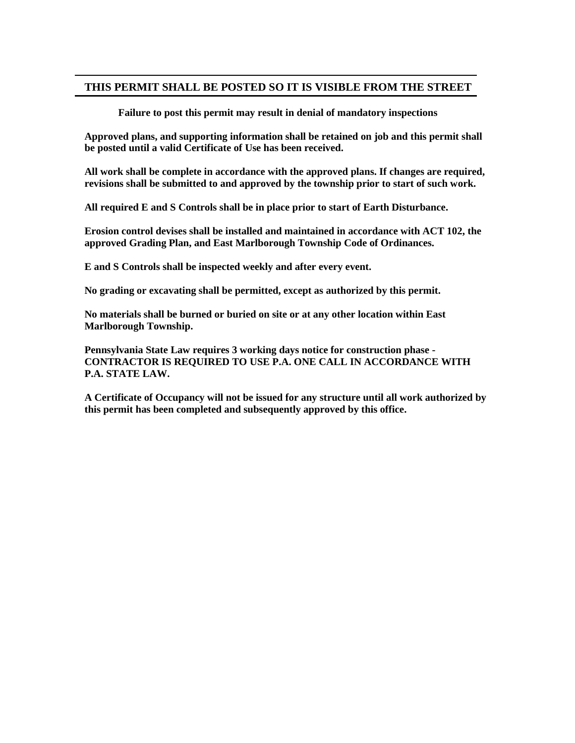**THIS PERMIT SHALL BE POSTED SO IT IS VISIBLE FROM THE STREET**

**Failure to post this permit may result in denial of mandatory inspections**

**Approved plans, and supporting information shall be retained on job and this permit shall be posted until a valid Certificate of Use has been received.**

**All work shall be complete in accordance with the approved plans. If changes are required, revisions shall be submitted to and approved by the township prior to start of such work.**

**All required E and S Controls shall be in place prior to start of Earth Disturbance.**

**Erosion control devises shall be installed and maintained in accordance with ACT 102, the approved Grading Plan, and East Marlborough Township Code of Ordinances.**

**E and S Controls shall be inspected weekly and after every event.**

**No grading or excavating shall be permitted, except as authorized by this permit.**

**No materials shall be burned or buried on site or at any other location within East Marlborough Township.**

**Pennsylvania State Law requires 3 working days notice for construction phase - CONTRACTOR IS REQUIRED TO USE P.A. ONE CALL IN ACCORDANCE WITH P.A. STATE LAW.**

**A Certificate of Occupancy will not be issued for any structure until all work authorized by this permit has been completed and subsequently approved by this office.**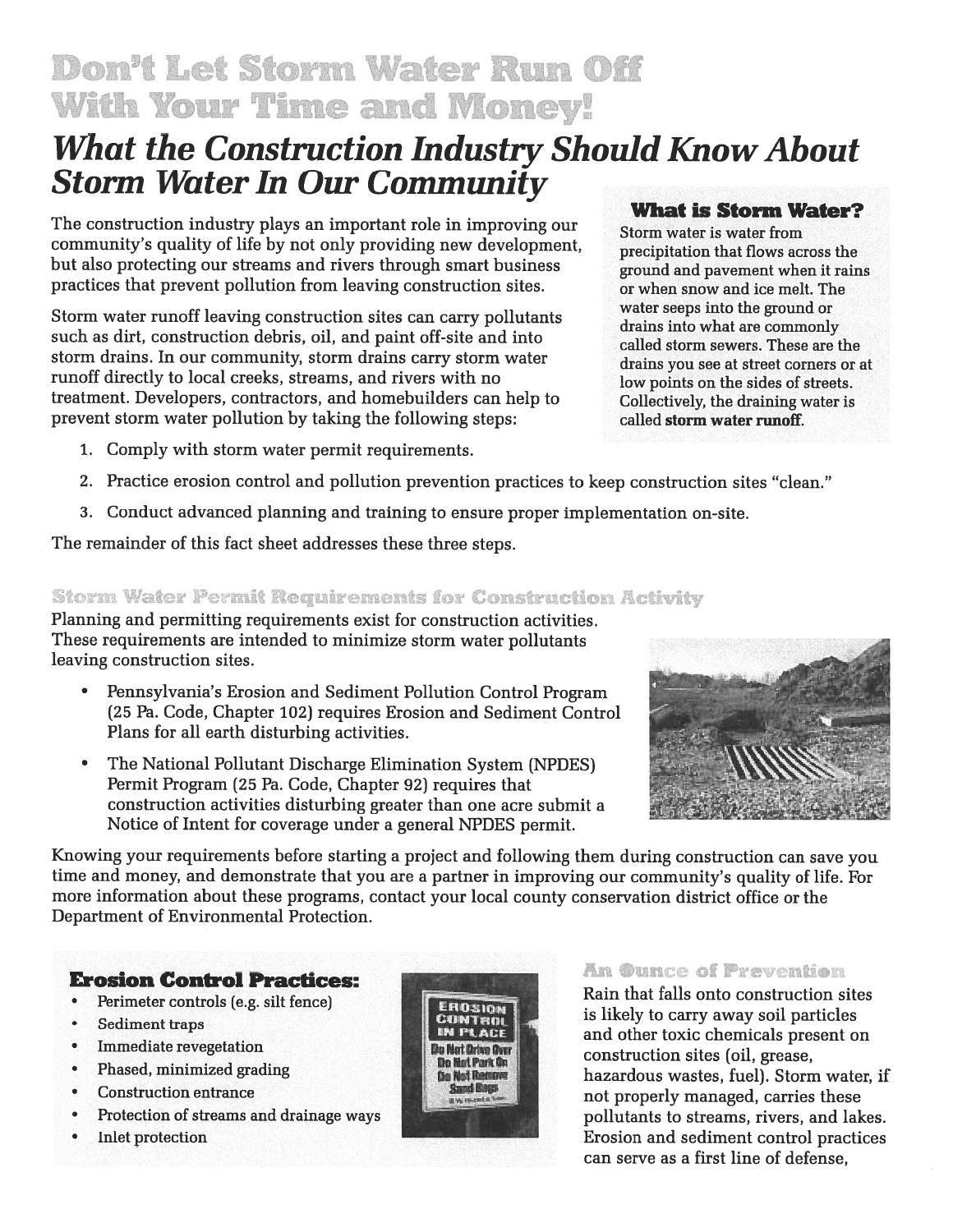# Don't Let Storm Water Run Off With Your Time and Money!

## *What the Construction Industry Should Know About Storm Water In Our Community*

The construction industry plays an important role in improving our community's quality of life by not only providing new development, but also protecting our streams and rivers through smart business practices that prevent pollution from leaving construction sites.

Storm water runoff leaving construction sites can carry pollutants such as dirt, construction debris, oil, and paint off-site and into storm drains. In our community, storm drains carry storm water runoff directly to local creeks, streams, and rivers with no treatment. Developers, contractors, and homebuilders can help to prevent storm water pollution by taking the following steps:

1. Comply with storm water permit requirements.
2. Practice erosion control and pollution prevention practices to keep construction sites "clean."
3. Conduct advanced planning and training to ensure proper implementation on-site.

The remainder of this fact sheet addresses these three steps.

### What is Storm Water?

Storm water is water from precipitation that flows across the ground and pavement when it rains or when snow and ice melt. The water seeps into the ground or drains into what are commonly called storm sewers. These are the drains you see at street corners or at low points on the sides of streets. Collectively, the draining water is called **storm water runoff**.

### Storm Water Permit Requirements for Construction Activity

Planning and permitting requirements exist for construction activities. These requirements are intended to minimize storm water pollutants leaving construction sites.

- Pennsylvania's Erosion and Sediment Pollution Control Program (25 Pa. Code, Chapter 102) requires Erosion and Sediment Control Plans for all earth disturbing activities.
- The National Pollutant Discharge Elimination System (NPDES) Permit Program (25 Pa. Code, Chapter 92) requires that construction activities disturbing greater than one acre submit a Notice of Intent for coverage under a general NPDES permit.

Knowing your requirements before starting a project and following them during construction can save you time and money, and demonstrate that you are a partner in improving our community's quality of life. For more information about these programs, contact your local county conservation district office or the Department of Environmental Protection.

### Erosion Control Practices:

- Perimeter controls (e.g. silt fence)
- Sediment traps
- Immediate revegetation
- Phased, minimized grading
- Construction entrance
- Protection of streams and drainage ways
- Inlet protection

### An Ounce of Prevention

Rain that falls onto construction sites is likely to carry away soil particles and other toxic chemicals present on construction sites (oil, grease, hazardous wastes, fuel). Storm water, if not properly managed, carries these pollutants to streams, rivers, and lakes. Erosion and sediment control practices can serve as a first line of defense,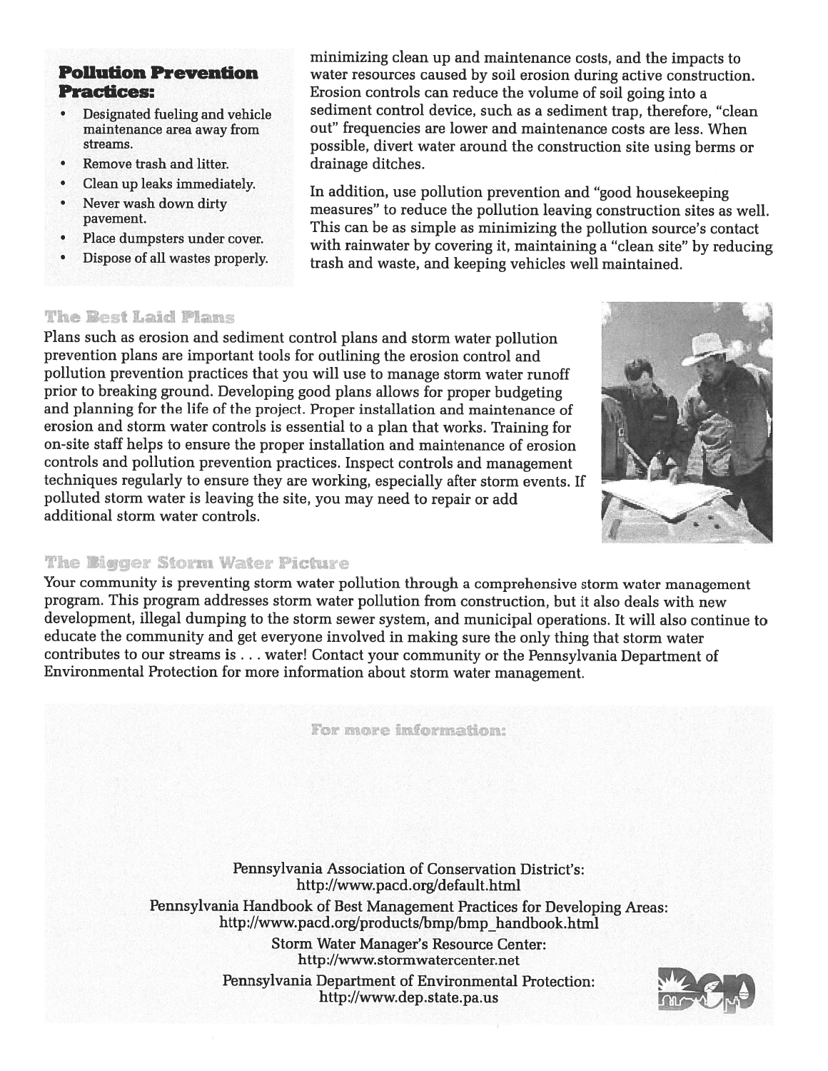## Pollution Prevention Practices:

- Designated fueling and vehicle maintenance area away from streams.
- Remove trash and litter.
- Clean up leaks immediately.
- Never wash down dirty pavement.
- Place dumpsters under cover.
- Dispose of all wastes properly.

minimizing clean up and maintenance costs, and the impacts to water resources caused by soil erosion during active construction. Erosion controls can reduce the volume of soil going into a sediment control device, such as a sediment trap, therefore, "clean out" frequencies are lower and maintenance costs are less. When possible, divert water around the construction site using berms or drainage ditches.

In addition, use pollution prevention and "good housekeeping measures" to reduce the pollution leaving construction sites as well. This can be as simple as minimizing the pollution source's contact with rainwater by covering it, maintaining a "clean site" by reducing trash and waste, and keeping vehicles well maintained.

## The Best Laid Plans

Plans such as erosion and sediment control plans and storm water pollution prevention plans are important tools for outlining the erosion control and pollution prevention practices that you will use to manage storm water runoff prior to breaking ground. Developing good plans allows for proper budgeting and planning for the life of the project. Proper installation and maintenance of erosion and storm water controls is essential to a plan that works. Training for on-site staff helps to ensure the proper installation and maintenance of erosion controls and pollution prevention practices. Inspect controls and management techniques regularly to ensure they are working, especially after storm events. If polluted storm water is leaving the site, you may need to repair or add additional storm water controls.

## The Bigger Storm Water Picture

Your community is preventing storm water pollution through a comprehensive storm water management program. This program addresses storm water pollution from construction, but it also deals with new development, illegal dumping to the storm sewer system, and municipal operations. It will also continue to educate the community and get everyone involved in making sure the only thing that storm water contributes to our streams is . . . water! Contact your community or the Pennsylvania Department of Environmental Protection for more information about storm water management.

## For more information:

Pennsylvania Association of Conservation District's:
http://www.pacd.org/default.html

Pennsylvania Handbook of Best Management Practices for Developing Areas:
http://www.pacd.org/products/bmp/bmp_handbook.html

Storm Water Manager's Resource Center:
http://www.stormwatercenter.net

Pennsylvania Department of Environmental Protection:
http://www.dep.state.pa.us